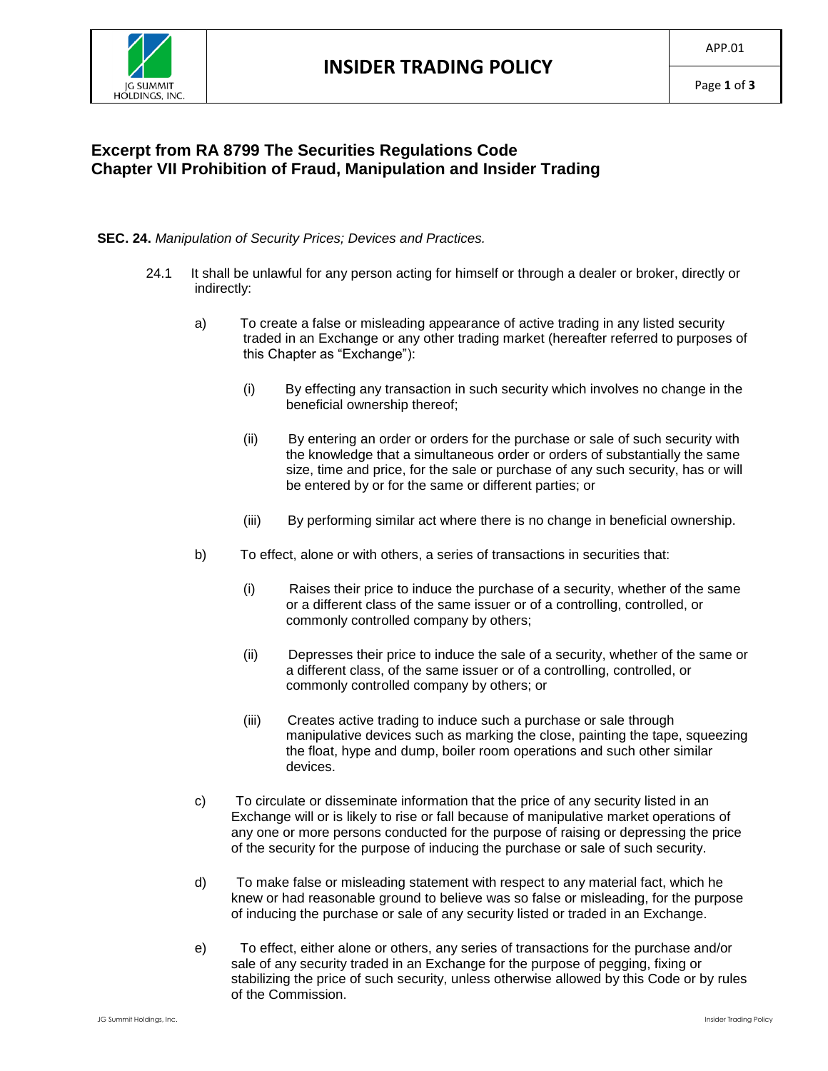## Excerpt from RA 8799 The Securities Regulations Code
## Chapter VII Prohibition of Fraud, Manipulation and Insider Trading

**SEC. 24.** *Manipulation of Security Prices; Devices and Practices.*

24.1 It shall be unlawful for any person acting for himself or through a dealer or broker, directly or indirectly:

a) To create a false or misleading appearance of active trading in any listed security traded in an Exchange or any other trading market (hereafter referred to purposes of this Chapter as "Exchange"):

(i) By effecting any transaction in such security which involves no change in the beneficial ownership thereof;

(ii) By entering an order or orders for the purchase or sale of such security with the knowledge that a simultaneous order or orders of substantially the same size, time and price, for the sale or purchase of any such security, has or will be entered by or for the same or different parties; or

(iii) By performing similar act where there is no change in beneficial ownership.

b) To effect, alone or with others, a series of transactions in securities that:

(i) Raises their price to induce the purchase of a security, whether of the same or a different class of the same issuer or of a controlling, controlled, or commonly controlled company by others;

(ii) Depresses their price to induce the sale of a security, whether of the same or a different class, of the same issuer or of a controlling, controlled, or commonly controlled company by others; or

(iii) Creates active trading to induce such a purchase or sale through manipulative devices such as marking the close, painting the tape, squeezing the float, hype and dump, boiler room operations and such other similar devices.

c) To circulate or disseminate information that the price of any security listed in an Exchange will or is likely to rise or fall because of manipulative market operations of any one or more persons conducted for the purpose of raising or depressing the price of the security for the purpose of inducing the purchase or sale of such security.

d) To make false or misleading statement with respect to any material fact, which he knew or had reasonable ground to believe was so false or misleading, for the purpose of inducing the purchase or sale of any security listed or traded in an Exchange.

e) To effect, either alone or others, any series of transactions for the purchase and/or sale of any security traded in an Exchange for the purpose of pegging, fixing or stabilizing the price of such security, unless otherwise allowed by this Code or by rules of the Commission.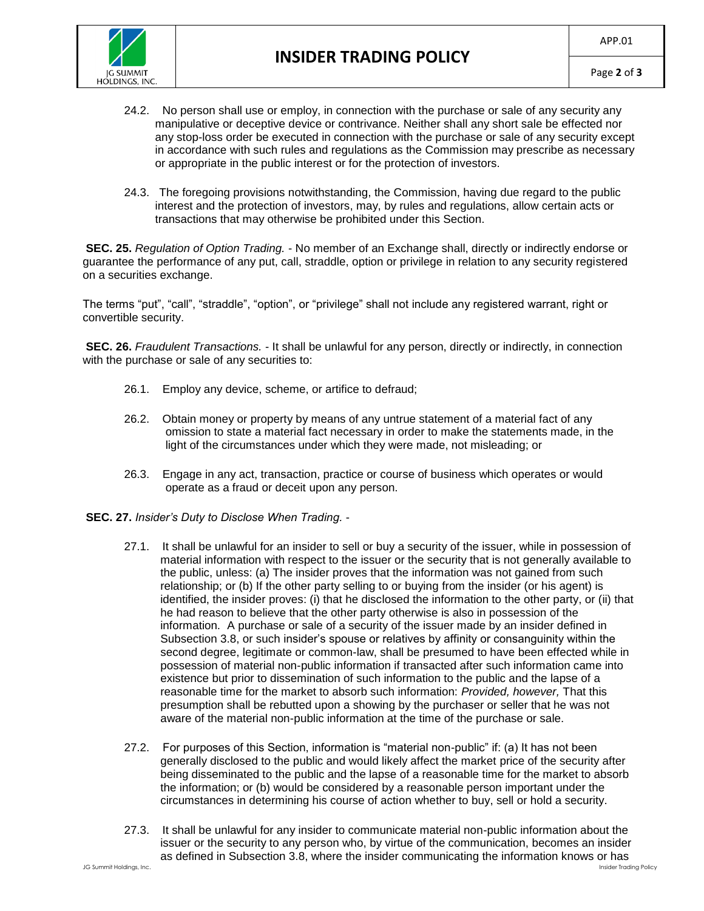24.2. No person shall use or employ, in connection with the purchase or sale of any security any manipulative or deceptive device or contrivance. Neither shall any short sale be effected nor any stop-loss order be executed in connection with the purchase or sale of any security except in accordance with such rules and regulations as the Commission may prescribe as necessary or appropriate in the public interest or for the protection of investors.

24.3. The foregoing provisions notwithstanding, the Commission, having due regard to the public interest and the protection of investors, may, by rules and regulations, allow certain acts or transactions that may otherwise be prohibited under this Section.

**SEC. 25.** *Regulation of Option Trading.* - No member of an Exchange shall, directly or indirectly endorse or guarantee the performance of any put, call, straddle, option or privilege in relation to any security registered on a securities exchange.

The terms "put", "call", "straddle", "option", or "privilege" shall not include any registered warrant, right or convertible security.

**SEC. 26.** *Fraudulent Transactions.* - It shall be unlawful for any person, directly or indirectly, in connection with the purchase or sale of any securities to:

26.1. Employ any device, scheme, or artifice to defraud;

26.2. Obtain money or property by means of any untrue statement of a material fact of any omission to state a material fact necessary in order to make the statements made, in the light of the circumstances under which they were made, not misleading; or

26.3. Engage in any act, transaction, practice or course of business which operates or would operate as a fraud or deceit upon any person.

**SEC. 27.** *Insider's Duty to Disclose When Trading.* -

27.1. It shall be unlawful for an insider to sell or buy a security of the issuer, while in possession of material information with respect to the issuer or the security that is not generally available to the public, unless: (a) The insider proves that the information was not gained from such relationship; or (b) If the other party selling to or buying from the insider (or his agent) is identified, the insider proves: (i) that he disclosed the information to the other party, or (ii) that he had reason to believe that the other party otherwise is also in possession of the information. A purchase or sale of a security of the issuer made by an insider defined in Subsection 3.8, or such insider's spouse or relatives by affinity or consanguinity within the second degree, legitimate or common-law, shall be presumed to have been effected while in possession of material non-public information if transacted after such information came into existence but prior to dissemination of such information to the public and the lapse of a reasonable time for the market to absorb such information: *Provided, however,* That this presumption shall be rebutted upon a showing by the purchaser or seller that he was not aware of the material non-public information at the time of the purchase or sale.

27.2. For purposes of this Section, information is "material non-public" if: (a) It has not been generally disclosed to the public and would likely affect the market price of the security after being disseminated to the public and the lapse of a reasonable time for the market to absorb the information; or (b) would be considered by a reasonable person important under the circumstances in determining his course of action whether to buy, sell or hold a security.

27.3. It shall be unlawful for any insider to communicate material non-public information about the issuer or the security to any person who, by virtue of the communication, becomes an insider as defined in Subsection 3.8, where the insider communicating the information knows or has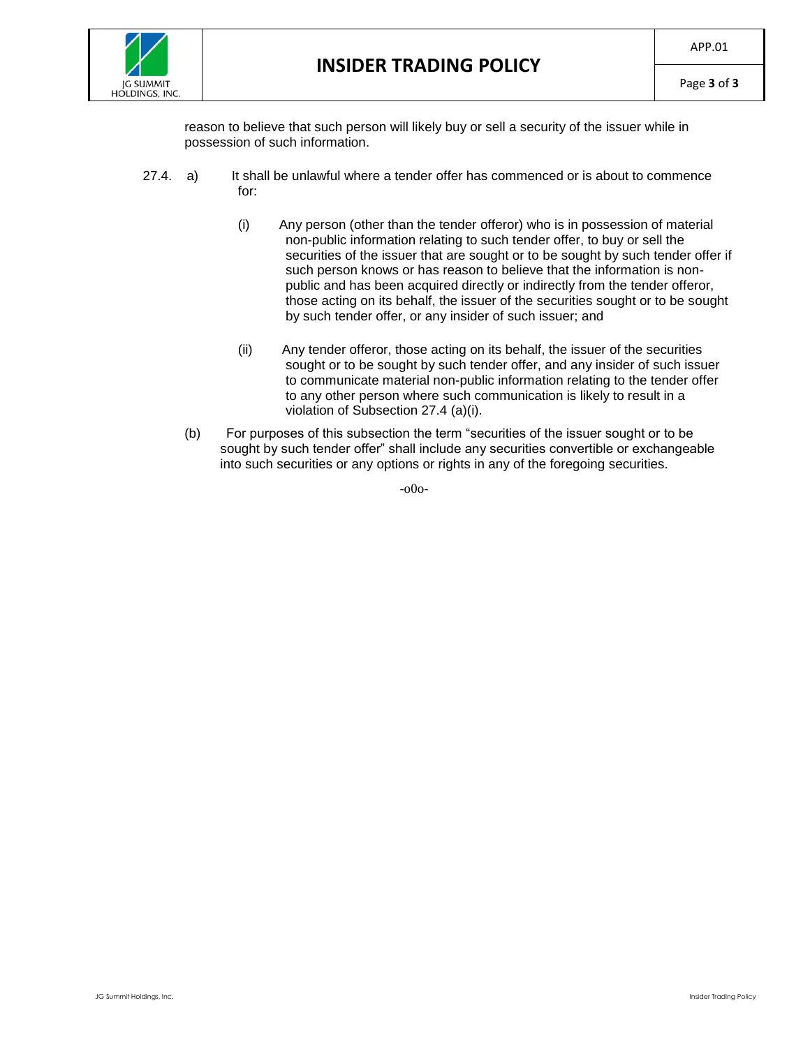reason to believe that such person will likely buy or sell a security of the issuer while in possession of such information.

27.4. a) It shall be unlawful where a tender offer has commenced or is about to commence for:

(i) Any person (other than the tender offeror) who is in possession of material non-public information relating to such tender offer, to buy or sell the securities of the issuer that are sought or to be sought by such tender offer if such person knows or has reason to believe that the information is non-public and has been acquired directly or indirectly from the tender offeror, those acting on its behalf, the issuer of the securities sought or to be sought by such tender offer, or any insider of such issuer; and

(ii) Any tender offeror, those acting on its behalf, the issuer of the securities sought or to be sought by such tender offer, and any insider of such issuer to communicate material non-public information relating to the tender offer to any other person where such communication is likely to result in a violation of Subsection 27.4 (a)(i).

(b) For purposes of this subsection the term "securities of the issuer sought or to be sought by such tender offer" shall include any securities convertible or exchangeable into such securities or any options or rights in any of the foregoing securities.

-o0o-